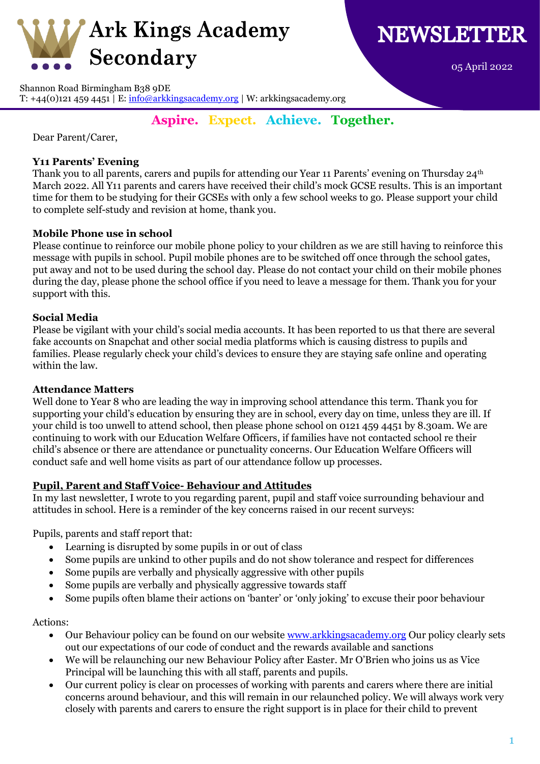# Ark Kings Academy Secondary

# NEWSLETTER

05 April 2022

Shannon Road Birmingham B38 9DE
T: +44(0)121 459 4451 | E: info@arkkingsacademy.org | W: arkkingsacademy.org

**Aspire. Expect. Achieve. Together.**

Dear Parent/Carer,

**Y11 Parents' Evening**
Thank you to all parents, carers and pupils for attending our Year 11 Parents' evening on Thursday 24th March 2022. All Y11 parents and carers have received their child's mock GCSE results. This is an important time for them to be studying for their GCSEs with only a few school weeks to go. Please support your child to complete self-study and revision at home, thank you.

**Mobile Phone use in school**
Please continue to reinforce our mobile phone policy to your children as we are still having to reinforce this message with pupils in school. Pupil mobile phones are to be switched off once through the school gates, put away and not to be used during the school day. Please do not contact your child on their mobile phones during the day, please phone the school office if you need to leave a message for them. Thank you for your support with this.

**Social Media**
Please be vigilant with your child's social media accounts. It has been reported to us that there are several fake accounts on Snapchat and other social media platforms which is causing distress to pupils and families. Please regularly check your child's devices to ensure they are staying safe online and operating within the law.

**Attendance Matters**
Well done to Year 8 who are leading the way in improving school attendance this term. Thank you for supporting your child's education by ensuring they are in school, every day on time, unless they are ill. If your child is too unwell to attend school, then please phone school on 0121 459 4451 by 8.30am. We are continuing to work with our Education Welfare Officers, if families have not contacted school re their child's absence or there are attendance or punctuality concerns. Our Education Welfare Officers will conduct safe and well home visits as part of our attendance follow up processes.

**Pupil, Parent and Staff Voice- Behaviour and Attitudes**
In my last newsletter, I wrote to you regarding parent, pupil and staff voice surrounding behaviour and attitudes in school. Here is a reminder of the key concerns raised in our recent surveys:

Pupils, parents and staff report that:

- Learning is disrupted by some pupils in or out of class
- Some pupils are unkind to other pupils and do not show tolerance and respect for differences
- Some pupils are verbally and physically aggressive with other pupils
- Some pupils are verbally and physically aggressive towards staff
- Some pupils often blame their actions on 'banter' or 'only joking' to excuse their poor behaviour

Actions:

- Our Behaviour policy can be found on our website www.arkkingsacademy.org Our policy clearly sets out our expectations of our code of conduct and the rewards available and sanctions
- We will be relaunching our new Behaviour Policy after Easter. Mr O'Brien who joins us as Vice Principal will be launching this with all staff, parents and pupils.
- Our current policy is clear on processes of working with parents and carers where there are initial concerns around behaviour, and this will remain in our relaunched policy. We will always work very closely with parents and carers to ensure the right support is in place for their child to prevent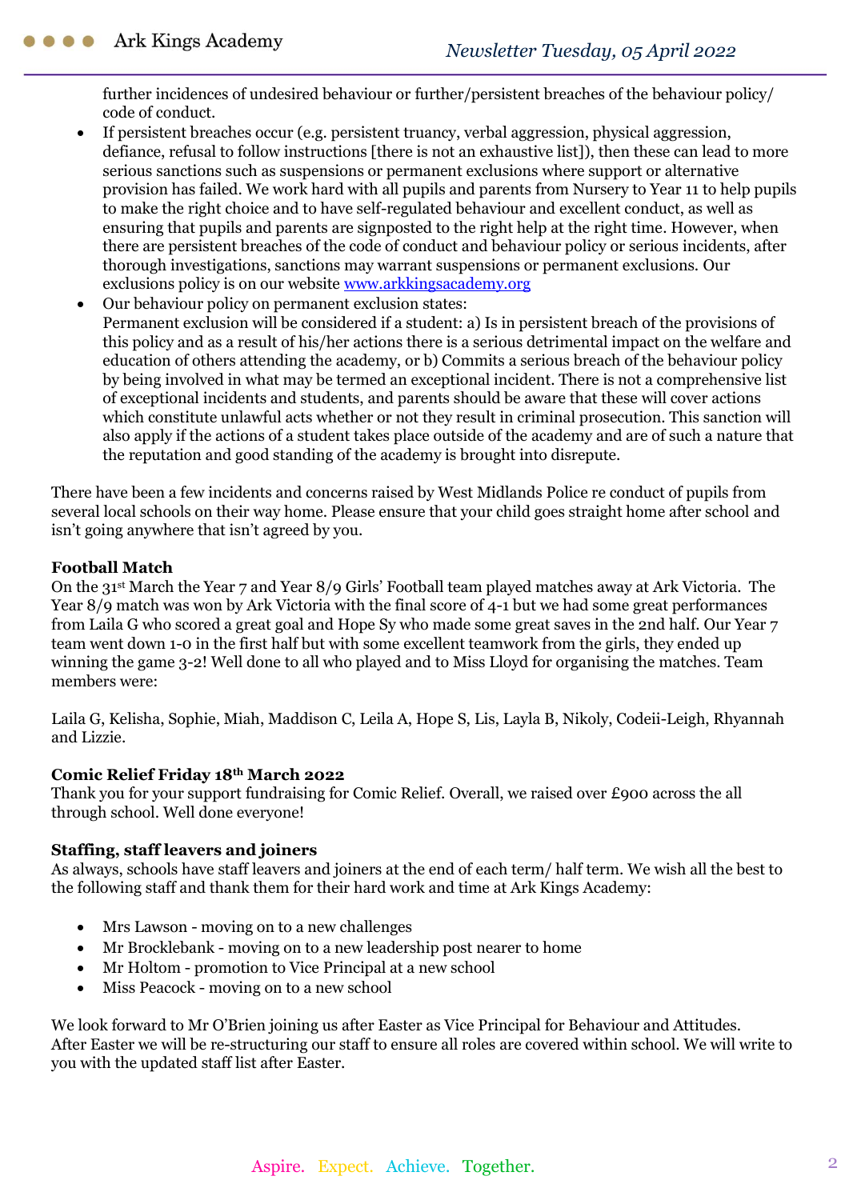further incidences of undesired behaviour or further/persistent breaches of the behaviour policy/ code of conduct.

- If persistent breaches occur (e.g. persistent truancy, verbal aggression, physical aggression, defiance, refusal to follow instructions [there is not an exhaustive list]), then these can lead to more serious sanctions such as suspensions or permanent exclusions where support or alternative provision has failed. We work hard with all pupils and parents from Nursery to Year 11 to help pupils to make the right choice and to have self-regulated behaviour and excellent conduct, as well as ensuring that pupils and parents are signposted to the right help at the right time. However, when there are persistent breaches of the code of conduct and behaviour policy or serious incidents, after thorough investigations, sanctions may warrant suspensions or permanent exclusions. Our exclusions policy is on our website [www.arkkingsacademy.org](http://www.arkkingsacademy.org)
- Our behaviour policy on permanent exclusion states:
  Permanent exclusion will be considered if a student: a) Is in persistent breach of the provisions of this policy and as a result of his/her actions there is a serious detrimental impact on the welfare and education of others attending the academy, or b) Commits a serious breach of the behaviour policy by being involved in what may be termed an exceptional incident. There is not a comprehensive list of exceptional incidents and students, and parents should be aware that these will cover actions which constitute unlawful acts whether or not they result in criminal prosecution. This sanction will also apply if the actions of a student takes place outside of the academy and are of such a nature that the reputation and good standing of the academy is brought into disrepute.

There have been a few incidents and concerns raised by West Midlands Police re conduct of pupils from several local schools on their way home. Please ensure that your child goes straight home after school and isn't going anywhere that isn't agreed by you.

**Football Match**

On the 31st March the Year 7 and Year 8/9 Girls' Football team played matches away at Ark Victoria. The Year 8/9 match was won by Ark Victoria with the final score of 4-1 but we had some great performances from Laila G who scored a great goal and Hope Sy who made some great saves in the 2nd half. Our Year 7 team went down 1-0 in the first half but with some excellent teamwork from the girls, they ended up winning the game 3-2! Well done to all who played and to Miss Lloyd for organising the matches. Team members were:

Laila G, Kelisha, Sophie, Miah, Maddison C, Leila A, Hope S, Lis, Layla B, Nikoly, Codeii-Leigh, Rhyannah and Lizzie.

**Comic Relief Friday 18th March 2022**

Thank you for your support fundraising for Comic Relief. Overall, we raised over £900 across the all through school. Well done everyone!

**Staffing, staff leavers and joiners**

As always, schools have staff leavers and joiners at the end of each term/ half term. We wish all the best to the following staff and thank them for their hard work and time at Ark Kings Academy:

- Mrs Lawson - moving on to a new challenges
- Mr Brocklebank - moving on to a new leadership post nearer to home
- Mr Holtom - promotion to Vice Principal at a new school
- Miss Peacock - moving on to a new school

We look forward to Mr O'Brien joining us after Easter as Vice Principal for Behaviour and Attitudes. After Easter we will be re-structuring our staff to ensure all roles are covered within school. We will write to you with the updated staff list after Easter.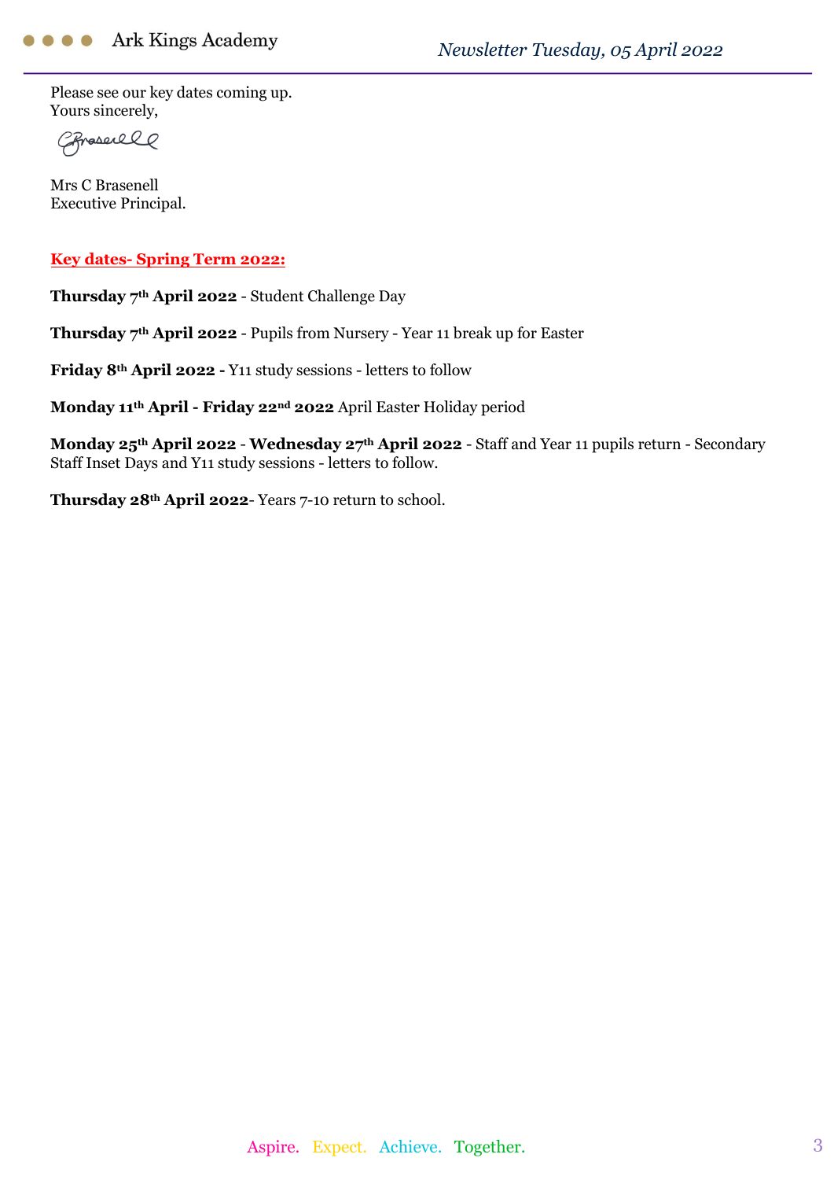Please see our key dates coming up.
Yours sincerely,

Mrs C Brasenell
Executive Principal.

**Key dates- Spring Term 2022:**

**Thursday 7th April 2022** - Student Challenge Day

**Thursday 7th April 2022** - Pupils from Nursery - Year 11 break up for Easter

**Friday 8th April 2022 -** Y11 study sessions - letters to follow

**Monday 11th April - Friday 22nd 2022** April Easter Holiday period

**Monday 25th April 2022** - **Wednesday 27th April 2022** - Staff and Year 11 pupils return - Secondary Staff Inset Days and Y11 study sessions - letters to follow.

**Thursday 28th April 2022**- Years 7-10 return to school.

Aspire. Expect. Achieve. Together.